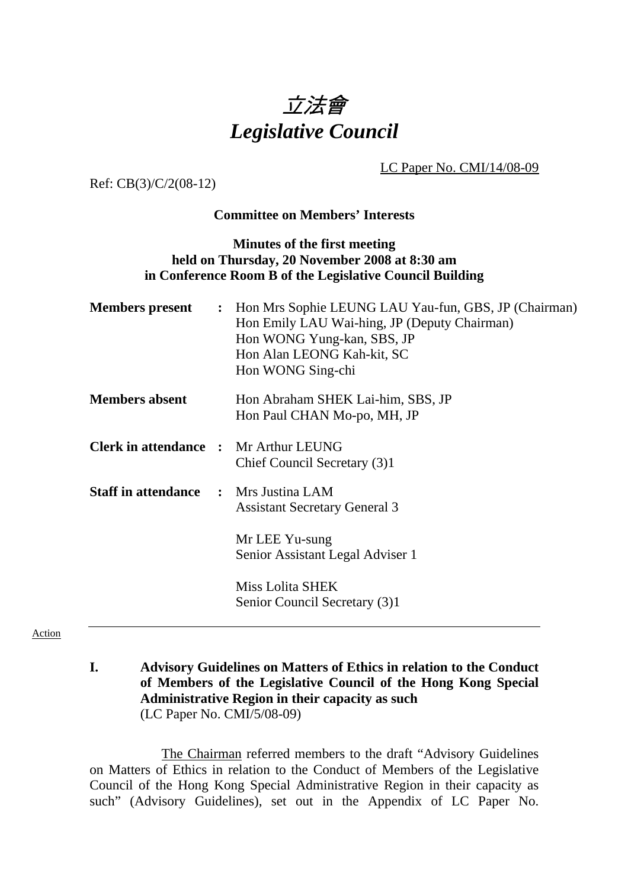# 立法會
# *Legislative Council*

LC Paper No. CMI/14/08-09

Ref: CB(3)/C/2(08-12)

**Committee on Members' Interests**

**Minutes of the first meeting**
**held on Thursday, 20 November 2008 at 8:30 am**
**in Conference Room B of the Legislative Council Building**

| | | |
|---|---|---|
| **Members present** | : | Hon Mrs Sophie LEUNG LAU Yau-fun, GBS, JP (Chairman)<br>Hon Emily LAU Wai-hing, JP (Deputy Chairman)<br>Hon WONG Yung-kan, SBS, JP<br>Hon Alan LEONG Kah-kit, SC<br>Hon WONG Sing-chi |
| **Members absent** | | Hon Abraham SHEK Lai-him, SBS, JP<br>Hon Paul CHAN Mo-po, MH, JP |
| **Clerk in attendance** | : | Mr Arthur LEUNG<br>Chief Council Secretary (3)1 |
| **Staff in attendance** | : | Mrs Justina LAM<br>Assistant Secretary General 3<br><br>Mr LEE Yu-sung<br>Senior Assistant Legal Adviser 1<br><br>Miss Lolita SHEK<br>Senior Council Secretary (3)1 |

---

Action

**I. Advisory Guidelines on Matters of Ethics in relation to the Conduct of Members of the Legislative Council of the Hong Kong Special Administrative Region in their capacity as such**
(LC Paper No. CMI/5/08-09)

The Chairman referred members to the draft "Advisory Guidelines on Matters of Ethics in relation to the Conduct of Members of the Legislative Council of the Hong Kong Special Administrative Region in their capacity as such" (Advisory Guidelines), set out in the Appendix of LC Paper No.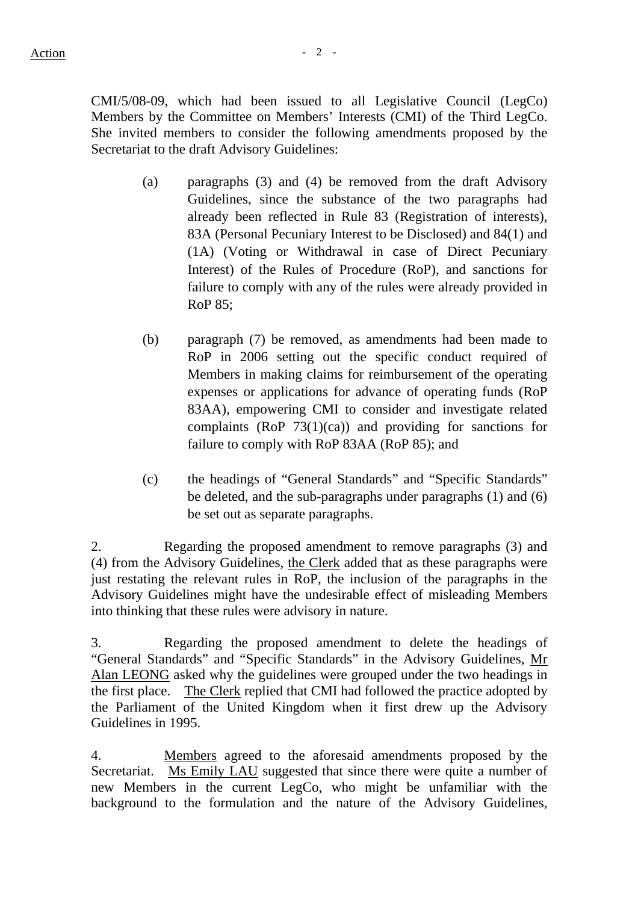CMI/5/08-09, which had been issued to all Legislative Council (LegCo) Members by the Committee on Members' Interests (CMI) of the Third LegCo. She invited members to consider the following amendments proposed by the Secretariat to the draft Advisory Guidelines:

(a) paragraphs (3) and (4) be removed from the draft Advisory Guidelines, since the substance of the two paragraphs had already been reflected in Rule 83 (Registration of interests), 83A (Personal Pecuniary Interest to be Disclosed) and 84(1) and (1A) (Voting or Withdrawal in case of Direct Pecuniary Interest) of the Rules of Procedure (RoP), and sanctions for failure to comply with any of the rules were already provided in RoP 85;

(b) paragraph (7) be removed, as amendments had been made to RoP in 2006 setting out the specific conduct required of Members in making claims for reimbursement of the operating expenses or applications for advance of operating funds (RoP 83AA), empowering CMI to consider and investigate related complaints (RoP 73(1)(ca)) and providing for sanctions for failure to comply with RoP 83AA (RoP 85); and

(c) the headings of "General Standards" and "Specific Standards" be deleted, and the sub-paragraphs under paragraphs (1) and (6) be set out as separate paragraphs.

2. Regarding the proposed amendment to remove paragraphs (3) and (4) from the Advisory Guidelines, the Clerk added that as these paragraphs were just restating the relevant rules in RoP, the inclusion of the paragraphs in the Advisory Guidelines might have the undesirable effect of misleading Members into thinking that these rules were advisory in nature.

3. Regarding the proposed amendment to delete the headings of "General Standards" and "Specific Standards" in the Advisory Guidelines, Mr Alan LEONG asked why the guidelines were grouped under the two headings in the first place. The Clerk replied that CMI had followed the practice adopted by the Parliament of the United Kingdom when it first drew up the Advisory Guidelines in 1995.

4. Members agreed to the aforesaid amendments proposed by the Secretariat. Ms Emily LAU suggested that since there were quite a number of new Members in the current LegCo, who might be unfamiliar with the background to the formulation and the nature of the Advisory Guidelines,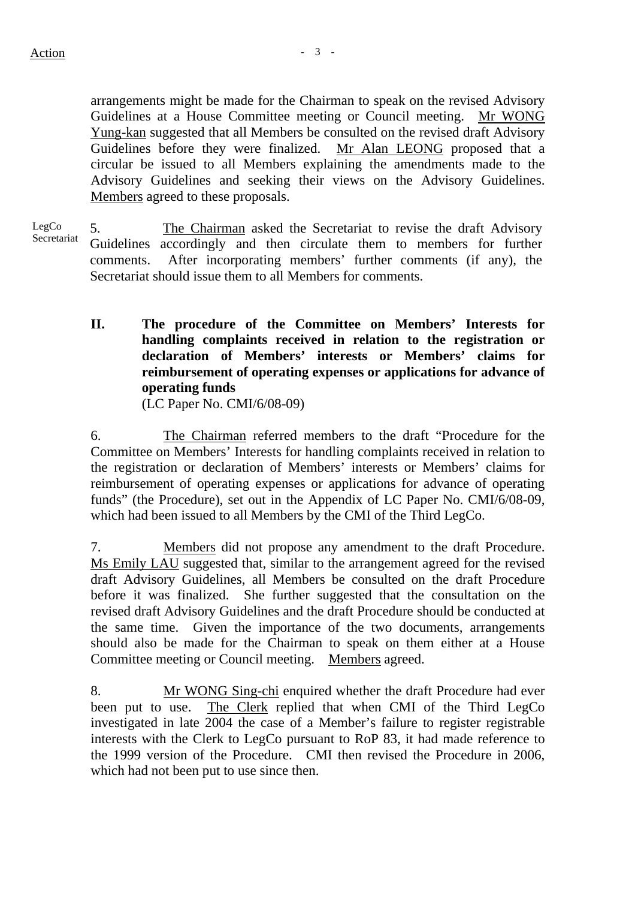Action

arrangements might be made for the Chairman to speak on the revised Advisory Guidelines at a House Committee meeting or Council meeting. Mr WONG Yung-kan suggested that all Members be consulted on the revised draft Advisory Guidelines before they were finalized. Mr Alan LEONG proposed that a circular be issued to all Members explaining the amendments made to the Advisory Guidelines and seeking their views on the Advisory Guidelines. Members agreed to these proposals.

LegCo Secretariat

5. The Chairman asked the Secretariat to revise the draft Advisory Guidelines accordingly and then circulate them to members for further comments. After incorporating members' further comments (if any), the Secretariat should issue them to all Members for comments.

## II. The procedure of the Committee on Members' Interests for handling complaints received in relation to the registration or declaration of Members' interests or Members' claims for reimbursement of operating expenses or applications for advance of operating funds

(LC Paper No. CMI/6/08-09)

6. The Chairman referred members to the draft "Procedure for the Committee on Members' Interests for handling complaints received in relation to the registration or declaration of Members' interests or Members' claims for reimbursement of operating expenses or applications for advance of operating funds" (the Procedure), set out in the Appendix of LC Paper No. CMI/6/08-09, which had been issued to all Members by the CMI of the Third LegCo.

7. Members did not propose any amendment to the draft Procedure. Ms Emily LAU suggested that, similar to the arrangement agreed for the revised draft Advisory Guidelines, all Members be consulted on the draft Procedure before it was finalized. She further suggested that the consultation on the revised draft Advisory Guidelines and the draft Procedure should be conducted at the same time. Given the importance of the two documents, arrangements should also be made for the Chairman to speak on them either at a House Committee meeting or Council meeting. Members agreed.

8. Mr WONG Sing-chi enquired whether the draft Procedure had ever been put to use. The Clerk replied that when CMI of the Third LegCo investigated in late 2004 the case of a Member's failure to register registrable interests with the Clerk to LegCo pursuant to RoP 83, it had made reference to the 1999 version of the Procedure. CMI then revised the Procedure in 2006, which had not been put to use since then.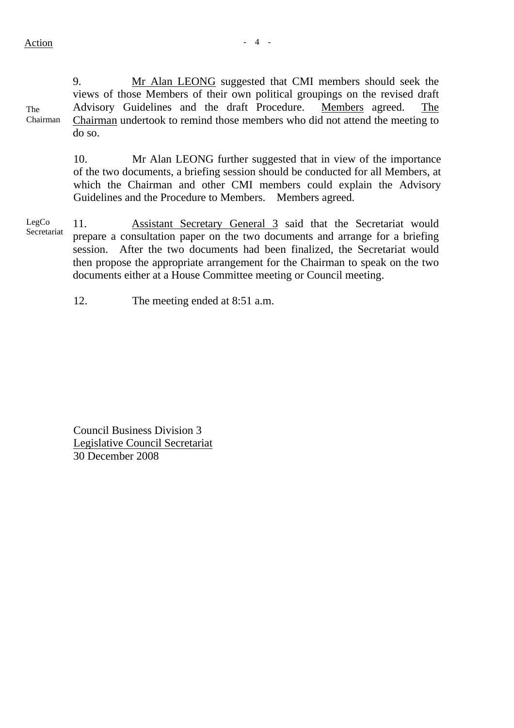Action

9. Mr Alan LEONG suggested that CMI members should seek the views of those Members of their own political groupings on the revised draft Advisory Guidelines and the draft Procedure. Members agreed. The Chairman undertook to remind those members who did not attend the meeting to do so.

*The Chairman*

10. Mr Alan LEONG further suggested that in view of the importance of the two documents, a briefing session should be conducted for all Members, at which the Chairman and other CMI members could explain the Advisory Guidelines and the Procedure to Members. Members agreed.

*LegCo Secretariat*

11. Assistant Secretary General 3 said that the Secretariat would prepare a consultation paper on the two documents and arrange for a briefing session. After the two documents had been finalized, the Secretariat would then propose the appropriate arrangement for the Chairman to speak on the two documents either at a House Committee meeting or Council meeting.

12. The meeting ended at 8:51 a.m.

Council Business Division 3
Legislative Council Secretariat
30 December 2008